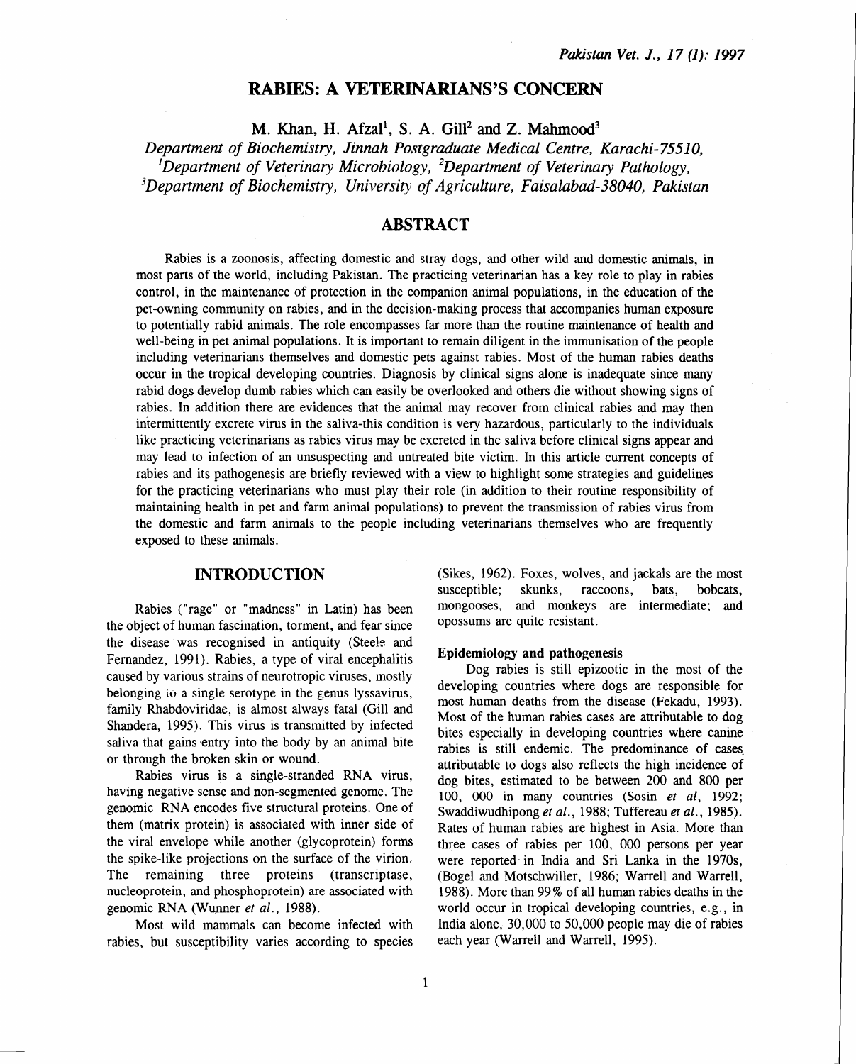// Image-dominant exception: not applicable; text page.
# RABIES: A VETERINARIANS'S CONCERN

M. Khan, H. Afzal[1], S. A. Gill[2] and Z. Mahmood[3]

*Department of Biochemistry, Jinnah Postgraduate Medical Centre, Karachi-75510,*
*[1]Department of Veterinary Microbiology, [2]Department of Veterinary Pathology,*
*[3]Department of Biochemistry, University of Agriculture, Faisalabad-38040, Pakistan*

## ABSTRACT

Rabies is a zoonosis, affecting domestic and stray dogs, and other wild and domestic animals, in most parts of the world, including Pakistan. The practicing veterinarian has a key role to play in rabies control, in the maintenance of protection in the companion animal populations, in the education of the pet-owning community on rabies, and in the decision-making process that accompanies human exposure to potentially rabid animals. The role encompasses far more than the routine maintenance of health and well-being in pet animal populations. It is important to remain diligent in the immunisation of the people including veterinarians themselves and domestic pets against rabies. Most of the human rabies deaths occur in the tropical developing countries. Diagnosis by clinical signs alone is inadequate since many rabid dogs develop dumb rabies which can easily be overlooked and others die without showing signs of rabies. In addition there are evidences that the animal may recover from clinical rabies and may then intermittently excrete virus in the saliva-this condition is very hazardous, particularly to the individuals like practicing veterinarians as rabies virus may be excreted in the saliva before clinical signs appear and may lead to infection of an unsuspecting and untreated bite victim. In this article current concepts of rabies and its pathogenesis are briefly reviewed with a view to highlight some strategies and guidelines for the practicing veterinarians who must play their role (in addition to their routine responsibility of maintaining health in pet and farm animal populations) to prevent the transmission of rabies virus from the domestic and farm animals to the people including veterinarians themselves who are frequently exposed to these animals.

## INTRODUCTION

Rabies ("rage" or "madness" in Latin) has been the object of human fascination, torment, and fear since the disease was recognised in antiquity (Steele and Fernandez, 1991). Rabies, a type of viral encephalitis caused by various strains of neurotropic viruses, mostly belonging to a single serotype in the genus lyssavirus, family Rhabdoviridae, is almost always fatal (Gill and Shandera, 1995). This virus is transmitted by infected saliva that gains entry into the body by an animal bite or through the broken skin or wound.

Rabies virus is a single-stranded RNA virus, having negative sense and non-segmented genome. The genomic RNA encodes five structural proteins. One of them (matrix protein) is associated with inner side of the viral envelope while another (glycoprotein) forms the spike-like projections on the surface of the virion. The remaining three proteins (transcriptase, nucleoprotein, and phosphoprotein) are associated with genomic RNA (Wunner *et al.*, 1988).

Most wild mammals can become infected with rabies, but susceptibility varies according to species (Sikes, 1962). Foxes, wolves, and jackals are the most susceptible; skunks, raccoons, bats, bobcats, mongooses, and monkeys are intermediate; and opossums are quite resistant.

### Epidemiology and pathogenesis

Dog rabies is still epizootic in the most of the developing countries where dogs are responsible for most human deaths from the disease (Fekadu, 1993). Most of the human rabies cases are attributable to dog bites especially in developing countries where canine rabies is still endemic. The predominance of cases attributable to dogs also reflects the high incidence of dog bites, estimated to be between 200 and 800 per 100, 000 in many countries (Sosin *et al*, 1992; Swaddiwudhipong *et al.*, 1988; Tuffereau *et al.*, 1985). Rates of human rabies are highest in Asia. More than three cases of rabies per 100, 000 persons per year were reported in India and Sri Lanka in the 1970s, (Bogel and Motschwiller, 1986; Warrell and Warrell, 1988). More than 99% of all human rabies deaths in the world occur in tropical developing countries, e.g., in India alone, 30,000 to 50,000 people may die of rabies each year (Warrell and Warrell, 1995).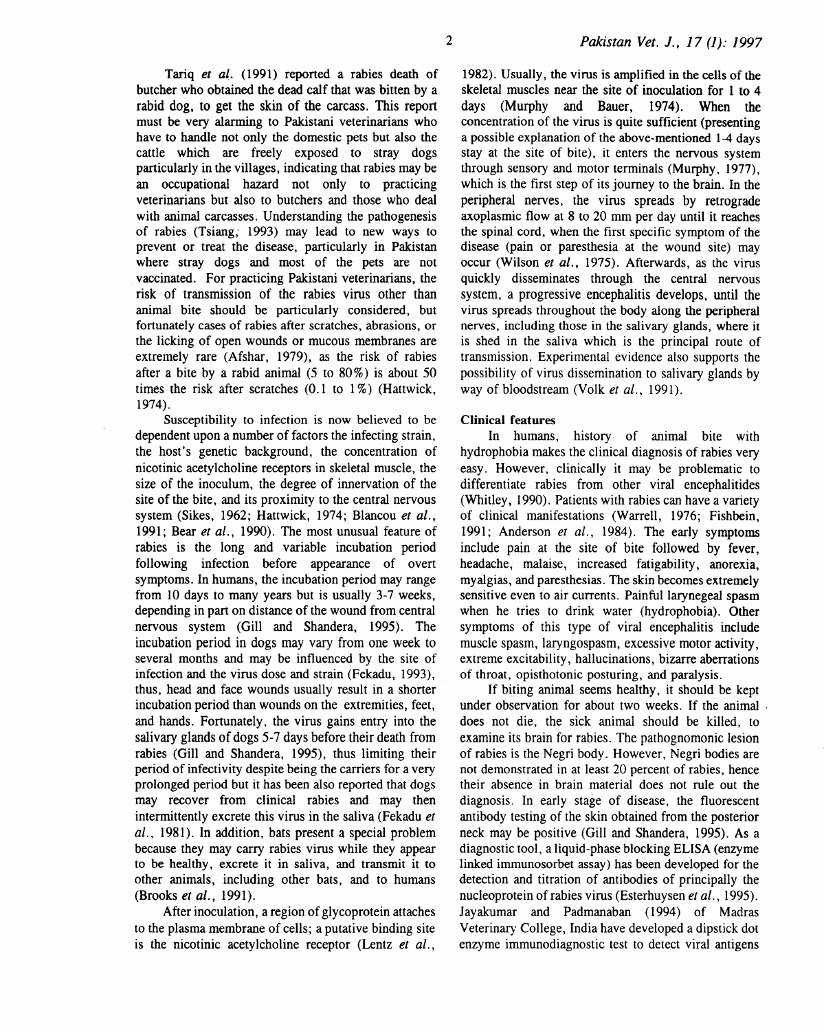Tariq *et al.* (1991) reported a rabies death of butcher who obtained the dead calf that was bitten by a rabid dog, to get the skin of the carcass. This report must be very alarming to Pakistani veterinarians who have to handle not only the domestic pets but also the cattle which are freely exposed to stray dogs particularly in the villages, indicating that rabies may be an occupational hazard not only to practicing veterinarians but also to butchers and those who deal with animal carcasses. Understanding the pathogenesis of rabies (Tsiang, 1993) may lead to new ways to prevent or treat the disease, particularly in Pakistan where stray dogs and most of the pets are not vaccinated. For practicing Pakistani veterinarians, the risk of transmission of the rabies virus other than animal bite should be particularly considered, but fortunately cases of rabies after scratches, abrasions, or the licking of open wounds or mucous membranes are extremely rare (Afshar, 1979), as the risk of rabies after a bite by a rabid animal (5 to 80%) is about 50 times the risk after scratches (0.1 to 1%) (Hattwick, 1974).

Susceptibility to infection is now believed to be dependent upon a number of factors the infecting strain, the host's genetic background, the concentration of nicotinic acetylcholine receptors in skeletal muscle, the size of the inoculum, the degree of innervation of the site of the bite, and its proximity to the central nervous system (Sikes, 1962; Hattwick, 1974; Blancou *et al.*, 1991; Bear *et al.*, 1990). The most unusual feature of rabies is the long and variable incubation period following infection before appearance of overt symptoms. In humans, the incubation period may range from 10 days to many years but is usually 3-7 weeks, depending in part on distance of the wound from central nervous system (Gill and Shandera, 1995). The incubation period in dogs may vary from one week to several months and may be influenced by the site of infection and the virus dose and strain (Fekadu, 1993), thus, head and face wounds usually result in a shorter incubation period than wounds on the extremities, feet, and hands. Fortunately, the virus gains entry into the salivary glands of dogs 5-7 days before their death from rabies (Gill and Shandera, 1995), thus limiting their period of infectivity despite being the carriers for a very prolonged period but it has been also reported that dogs may recover from clinical rabies and may then intermittently excrete this virus in the saliva (Fekadu *et al.*, 1981). In addition, bats present a special problem because they may carry rabies virus while they appear to be healthy, excrete it in saliva, and transmit it to other animals, including other bats, and to humans (Brooks *et al.*, 1991).

After inoculation, a region of glycoprotein attaches to the plasma membrane of cells; a putative binding site is the nicotinic acetylcholine receptor (Lentz *et al.*, 1982). Usually, the virus is amplified in the cells of the skeletal muscles near the site of inoculation for 1 to 4 days (Murphy and Bauer, 1974). When the concentration of the virus is quite sufficient (presenting a possible explanation of the above-mentioned 1-4 days stay at the site of bite), it enters the nervous system through sensory and motor terminals (Murphy, 1977), which is the first step of its journey to the brain. In the peripheral nerves, the virus spreads by retrograde axoplasmic flow at 8 to 20 mm per day until it reaches the spinal cord, when the first specific symptom of the disease (pain or paresthesia at the wound site) may occur (Wilson *et al.*, 1975). Afterwards, as the virus quickly disseminates through the central nervous system, a progressive encephalitis develops, until the virus spreads throughout the body along the peripheral nerves, including those in the salivary glands, where it is shed in the saliva which is the principal route of transmission. Experimental evidence also supports the possibility of virus dissemination to salivary glands by way of bloodstream (Volk *et al.*, 1991).

**Clinical features**

In humans, history of animal bite with hydrophobia makes the clinical diagnosis of rabies very easy. However, clinically it may be problematic to differentiate rabies from other viral encephalitides (Whitley, 1990). Patients with rabies can have a variety of clinical manifestations (Warrell, 1976; Fishbein, 1991; Anderson *et al.*, 1984). The early symptoms include pain at the site of bite followed by fever, headache, malaise, increased fatigability, anorexia, myalgias, and paresthesias. The skin becomes extremely sensitive even to air currents. Painful larynegeal spasm when he tries to drink water (hydrophobia). Other symptoms of this type of viral encephalitis include muscle spasm, laryngospasm, excessive motor activity, extreme excitability, hallucinations, bizarre aberrations of throat, opisthotonic posturing, and paralysis.

If biting animal seems healthy, it should be kept under observation for about two weeks. If the animal does not die, the sick animal should be killed, to examine its brain for rabies. The pathognomonic lesion of rabies is the Negri body. However, Negri bodies are not demonstrated in at least 20 percent of rabies, hence their absence in brain material does not rule out the diagnosis. In early stage of disease, the fluorescent antibody testing of the skin obtained from the posterior neck may be positive (Gill and Shandera, 1995). As a diagnostic tool, a liquid-phase blocking ELISA (enzyme linked immunosorbet assay) has been developed for the detection and titration of antibodies of principally the nucleoprotein of rabies virus (Esterhuysen *et al.*, 1995). Jayakumar and Padmanaban (1994) of Madras Veterinary College, India have developed a dipstick dot enzyme immunodiagnostic test to detect viral antigens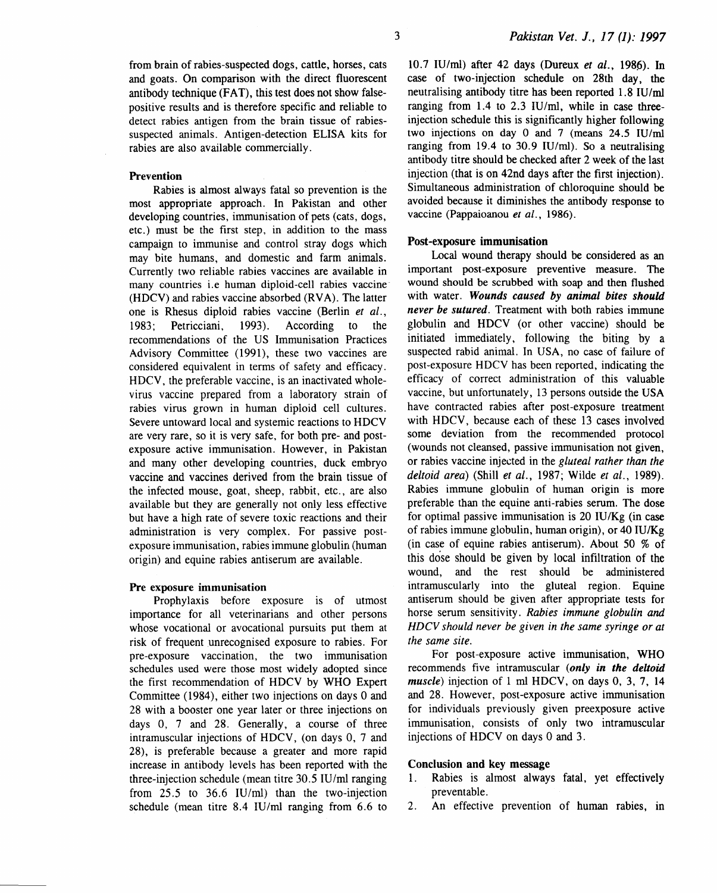from brain of rabies-suspected dogs, cattle, horses, cats and goats. On comparison with the direct fluorescent antibody technique (FAT), this test does not show false-positive results and is therefore specific and reliable to detect rabies antigen from the brain tissue of rabies-suspected animals. Antigen-detection ELISA kits for rabies are also available commercially.

### Prevention

Rabies is almost always fatal so prevention is the most appropriate approach. In Pakistan and other developing countries, immunisation of pets (cats, dogs, etc.) must be the first step, in addition to the mass campaign to immunise and control stray dogs which may bite humans, and domestic and farm animals. Currently two reliable rabies vaccines are available in many countries i.e human diploid-cell rabies vaccine (HDCV) and rabies vaccine absorbed (RVA). The latter one is Rhesus diploid rabies vaccine (Berlin *et al.*, 1983; Petricciani, 1993). According to the recommendations of the US Immunisation Practices Advisory Committee (1991), these two vaccines are considered equivalent in terms of safety and efficacy. HDCV, the preferable vaccine, is an inactivated whole-virus vaccine prepared from a laboratory strain of rabies virus grown in human diploid cell cultures. Severe untoward local and systemic reactions to HDCV are very rare, so it is very safe, for both pre- and post-exposure active immunisation. However, in Pakistan and many other developing countries, duck embryo vaccine and vaccines derived from the brain tissue of the infected mouse, goat, sheep, rabbit, etc., are also available but they are generally not only less effective but have a high rate of severe toxic reactions and their administration is very complex. For passive post-exposure immunisation, rabies immune globulin (human origin) and equine rabies antiserum are available.

### Pre exposure immunisation

Prophylaxis before exposure is of utmost importance for all veterinarians and other persons whose vocational or avocational pursuits put them at risk of frequent unrecognised exposure to rabies. For pre-exposure vaccination, the two immunisation schedules used were those most widely adopted since the first recommendation of HDCV by WHO Expert Committee (1984), either two injections on days 0 and 28 with a booster one year later or three injections on days 0, 7 and 28. Generally, a course of three intramuscular injections of HDCV, (on days 0, 7 and 28), is preferable because a greater and more rapid increase in antibody levels has been reported with the three-injection schedule (mean titre 30.5 IU/ml ranging from 25.5 to 36.6 IU/ml) than the two-injection schedule (mean titre 8.4 IU/ml ranging from 6.6 to 10.7 IU/ml) after 42 days (Dureux *et al.*, 1986). In case of two-injection schedule on 28th day, the neutralising antibody titre has been reported 1.8 IU/ml ranging from 1.4 to 2.3 IU/ml, while in case three-injection schedule this is significantly higher following two injections on day 0 and 7 (means 24.5 IU/ml ranging from 19.4 to 30.9 IU/ml). So a neutralising antibody titre should be checked after 2 week of the last injection (that is on 42nd days after the first injection). Simultaneous administration of chloroquine should be avoided because it diminishes the antibody response to vaccine (Pappaioanou *et al.*, 1986).

### Post-exposure immunisation

Local wound therapy should be considered as an important post-exposure preventive measure. The wound should be scrubbed with soap and then flushed with water. ***Wounds caused by animal bites should never be sutured.*** Treatment with both rabies immune globulin and HDCV (or other vaccine) should be initiated immediately, following the biting by a suspected rabid animal. In USA, no case of failure of post-exposure HDCV has been reported, indicating the efficacy of correct administration of this valuable vaccine, but unfortunately, 13 persons outside the USA have contracted rabies after post-exposure treatment with HDCV, because each of these 13 cases involved some deviation from the recommended protocol (wounds not cleansed, passive immunisation not given, or rabies vaccine injected in the *gluteal rather than the deltoid area*) (Shill *et al.*, 1987; Wilde *et al.*, 1989). Rabies immune globulin of human origin is more preferable than the equine anti-rabies serum. The dose for optimal passive immunisation is 20 IU/Kg (in case of rabies immune globulin, human origin), or 40 IU/Kg (in case of equine rabies antiserum). About 50 % of this dose should be given by local infiltration of the wound, and the rest should be administered intramuscularly into the gluteal region. Equine antiserum should be given after appropriate tests for horse serum sensitivity. ***Rabies immune globulin and HDCV should never be given in the same syringe or at the same site.***

For post-exposure active immunisation, WHO recommends five intramuscular (***only in the deltoid muscle***) injection of 1 ml HDCV, on days 0, 3, 7, 14 and 28. However, post-exposure active immunisation for individuals previously given preexposure active immunisation, consists of only two intramuscular injections of HDCV on days 0 and 3.

### Conclusion and key message

1. Rabies is almost always fatal, yet effectively preventable.
2. An effective prevention of human rabies, in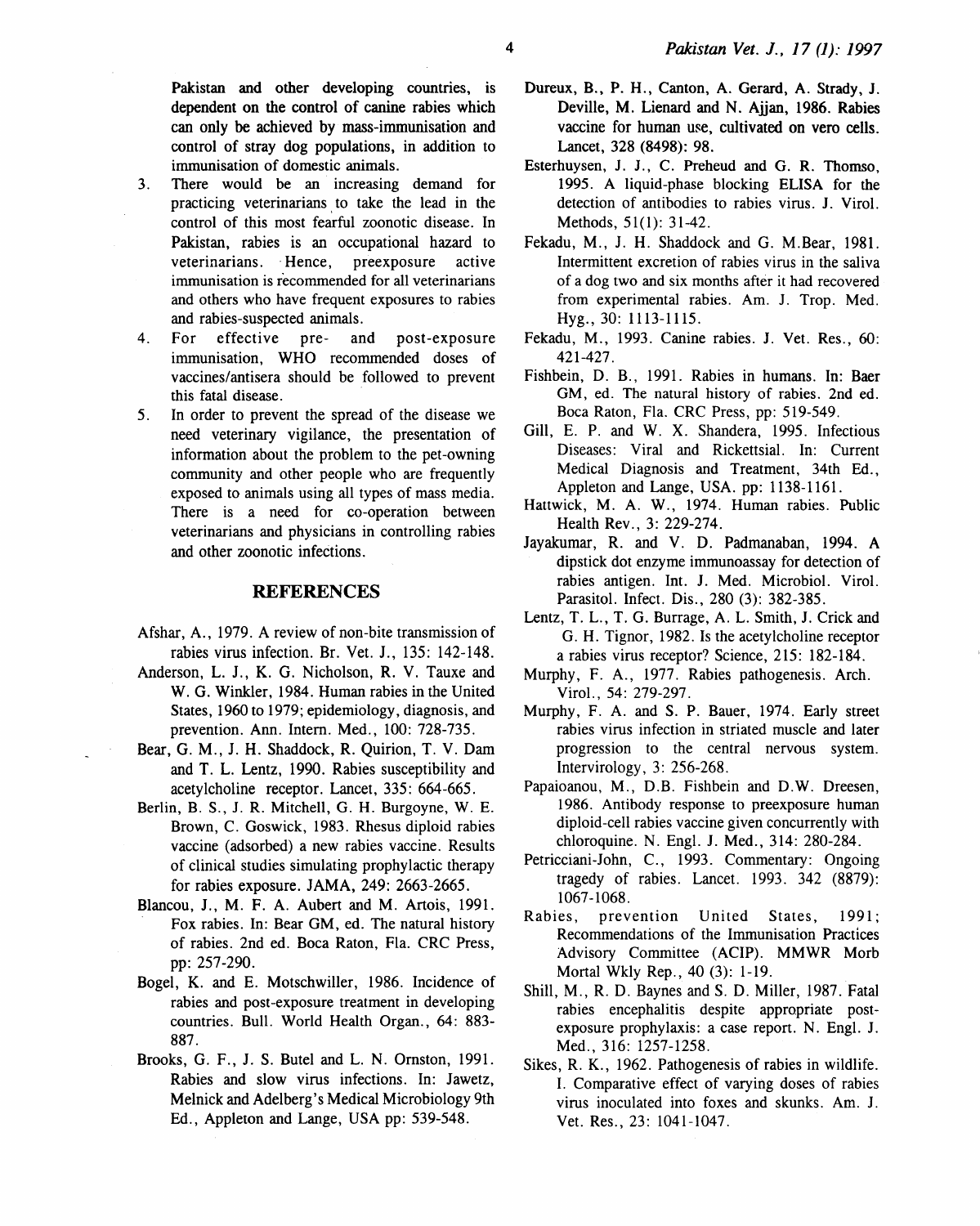Pakistan and other developing countries, is dependent on the control of canine rabies which can only be achieved by mass-immunisation and control of stray dog populations, in addition to immunisation of domestic animals.

3. There would be an increasing demand for practicing veterinarians to take the lead in the control of this most fearful zoonotic disease. In Pakistan, rabies is an occupational hazard to veterinarians. Hence, preexposure active immunisation is recommended for all veterinarians and others who have frequent exposures to rabies and rabies-suspected animals.
4. For effective pre- and post-exposure immunisation, WHO recommended doses of vaccines/antisera should be followed to prevent this fatal disease.
5. In order to prevent the spread of the disease we need veterinary vigilance, the presentation of information about the problem to the pet-owning community and other people who are frequently exposed to animals using all types of mass media. There is a need for co-operation between veterinarians and physicians in controlling rabies and other zoonotic infections.

## REFERENCES

Afshar, A., 1979. A review of non-bite transmission of rabies virus infection. Br. Vet. J., 135: 142-148.

Anderson, L. J., K. G. Nicholson, R. V. Tauxe and W. G. Winkler, 1984. Human rabies in the United States, 1960 to 1979; epidemiology, diagnosis, and prevention. Ann. Intern. Med., 100: 728-735.

Bear, G. M., J. H. Shaddock, R. Quirion, T. V. Dam and T. L. Lentz, 1990. Rabies susceptibility and acetylcholine receptor. Lancet, 335: 664-665.

Berlin, B. S., J. R. Mitchell, G. H. Burgoyne, W. E. Brown, C. Goswick, 1983. Rhesus diploid rabies vaccine (adsorbed) a new rabies vaccine. Results of clinical studies simulating prophylactic therapy for rabies exposure. JAMA, 249: 2663-2665.

Blancou, J., M. F. A. Aubert and M. Artois, 1991. Fox rabies. In: Bear GM, ed. The natural history of rabies. 2nd ed. Boca Raton, Fla. CRC Press, pp: 257-290.

Bogel, K. and E. Motschwiller, 1986. Incidence of rabies and post-exposure treatment in developing countries. Bull. World Health Organ., 64: 883-887.

Brooks, G. F., J. S. Butel and L. N. Ornston, 1991. Rabies and slow virus infections. In: Jawetz, Melnick and Adelberg's Medical Microbiology 9th Ed., Appleton and Lange, USA pp: 539-548.

Dureux, B., P. H., Canton, A. Gerard, A. Strady, J. Deville, M. Lienard and N. Ajjan, 1986. Rabies vaccine for human use, cultivated on vero cells. Lancet, 328 (8498): 98.

Esterhuysen, J. J., C. Preheud and G. R. Thomso, 1995. A liquid-phase blocking ELISA for the detection of antibodies to rabies virus. J. Virol. Methods, 51(1): 31-42.

Fekadu, M., J. H. Shaddock and G. M.Bear, 1981. Intermittent excretion of rabies virus in the saliva of a dog two and six months after it had recovered from experimental rabies. Am. J. Trop. Med. Hyg., 30: 1113-1115.

Fekadu, M., 1993. Canine rabies. J. Vet. Res., 60: 421-427.

Fishbein, D. B., 1991. Rabies in humans. In: Baer GM, ed. The natural history of rabies. 2nd ed. Boca Raton, Fla. CRC Press, pp: 519-549.

Gill, E. P. and W. X. Shandera, 1995. Infectious Diseases: Viral and Rickettsial. In: Current Medical Diagnosis and Treatment, 34th Ed., Appleton and Lange, USA. pp: 1138-1161.

Hattwick, M. A. W., 1974. Human rabies. Public Health Rev., 3: 229-274.

Jayakumar, R. and V. D. Padmanaban, 1994. A dipstick dot enzyme immunoassay for detection of rabies antigen. Int. J. Med. Microbiol. Virol. Parasitol. Infect. Dis., 280 (3): 382-385.

Lentz, T. L., T. G. Burrage, A. L. Smith, J. Crick and G. H. Tignor, 1982. Is the acetylcholine receptor a rabies virus receptor? Science, 215: 182-184.

Murphy, F. A., 1977. Rabies pathogenesis. Arch. Virol., 54: 279-297.

Murphy, F. A. and S. P. Bauer, 1974. Early street rabies virus infection in striated muscle and later progression to the central nervous system. Intervirology, 3: 256-268.

Papaioanou, M., D.B. Fishbein and D.W. Dreesen, 1986. Antibody response to preexposure human diploid-cell rabies vaccine given concurrently with chloroquine. N. Engl. J. Med., 314: 280-284.

Petricciani-John, C., 1993. Commentary: Ongoing tragedy of rabies. Lancet. 1993. 342 (8879): 1067-1068.

Rabies, prevention United States, 1991; Recommendations of the Immunisation Practices Advisory Committee (ACIP). MMWR Morb Mortal Wkly Rep., 40 (3): 1-19.

Shill, M., R. D. Baynes and S. D. Miller, 1987. Fatal rabies encephalitis despite appropriate post-exposure prophylaxis: a case report. N. Engl. J. Med., 316: 1257-1258.

Sikes, R. K., 1962. Pathogenesis of rabies in wildlife. I. Comparative effect of varying doses of rabies virus inoculated into foxes and skunks. Am. J. Vet. Res., 23: 1041-1047.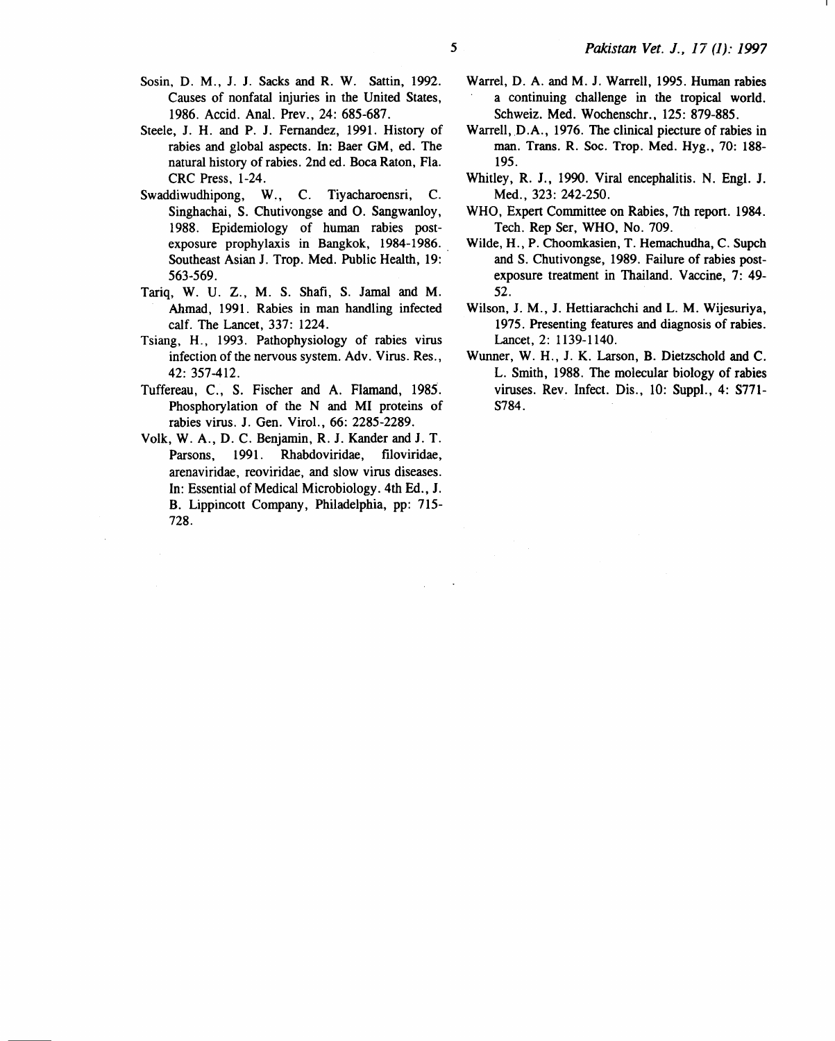Sosin, D. M., J. J. Sacks and R. W. Sattin, 1992. Causes of nonfatal injuries in the United States, 1986. Accid. Anal. Prev., 24: 685-687.

Steele, J. H. and P. J. Fernandez, 1991. History of rabies and global aspects. In: Baer GM, ed. The natural history of rabies. 2nd ed. Boca Raton, Fla. CRC Press, 1-24.

Swaddiwudhipong, W., C. Tiyacharoensri, C. Singhachai, S. Chutivongse and O. Sangwanloy, 1988. Epidemiology of human rabies post-exposure prophylaxis in Bangkok, 1984-1986. Southeast Asian J. Trop. Med. Public Health, 19: 563-569.

Tariq, W. U. Z., M. S. Shafi, S. Jamal and M. Ahmad, 1991. Rabies in man handling infected calf. The Lancet, 337: 1224.

Tsiang, H., 1993. Pathophysiology of rabies virus infection of the nervous system. Adv. Virus. Res., 42: 357-412.

Tuffereau, C., S. Fischer and A. Flamand, 1985. Phosphorylation of the N and MI proteins of rabies virus. J. Gen. Virol., 66: 2285-2289.

Volk, W. A., D. C. Benjamin, R. J. Kander and J. T. Parsons, 1991. Rhabdoviridae, filoviridae, arenaviridae, reoviridae, and slow virus diseases. In: Essential of Medical Microbiology. 4th Ed., J. B. Lippincott Company, Philadelphia, pp: 715-728.

Warrel, D. A. and M. J. Warrell, 1995. Human rabies a continuing challenge in the tropical world. Schweiz. Med. Wochenschr., 125: 879-885.

Warrell, D.A., 1976. The clinical piecture of rabies in man. Trans. R. Soc. Trop. Med. Hyg., 70: 188-195.

Whitley, R. J., 1990. Viral encephalitis. N. Engl. J. Med., 323: 242-250.

WHO, Expert Committee on Rabies, 7th report. 1984. Tech. Rep Ser, WHO, No. 709.

Wilde, H., P. Choomkasien, T. Hemachudha, C. Supch and S. Chutivongse, 1989. Failure of rabies post-exposure treatment in Thailand. Vaccine, 7: 49-52.

Wilson, J. M., J. Hettiarachchi and L. M. Wijesuriya, 1975. Presenting features and diagnosis of rabies. Lancet, 2: 1139-1140.

Wunner, W. H., J. K. Larson, B. Dietzschold and C. L. Smith, 1988. The molecular biology of rabies viruses. Rev. Infect. Dis., 10: Suppl., 4: S771-S784.